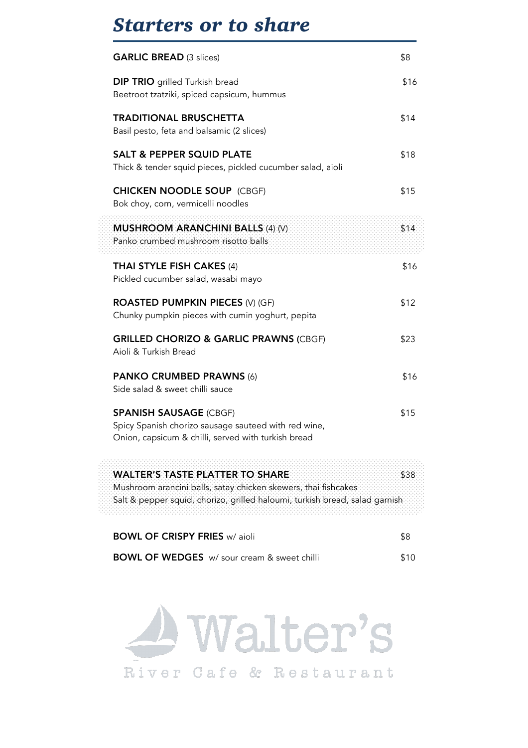# Starters or to share

**GARLIC BREAD** (3 slices) — $8

**DIP TRIO** grilled Turkish bread — $16
Beetroot tzatziki, spiced capsicum, hummus

**TRADITIONAL BRUSCHETTA** — $14
Basil pesto, feta and balsamic (2 slices)

**SALT & PEPPER SQUID PLATE** — $18
Thick & tender squid pieces, pickled cucumber salad, aioli

**CHICKEN NOODLE SOUP** (CBGF) — $15
Bok choy, corn, vermicelli noodles

**MUSHROOM ARANCHINI BALLS** (4) (V) — $14
Panko crumbed mushroom risotto balls

**THAI STYLE FISH CAKES** (4) — $16
Pickled cucumber salad, wasabi mayo

**ROASTED PUMPKIN PIECES** (V) (GF) — $12
Chunky pumpkin pieces with cumin yoghurt, pepita

**GRILLED CHORIZO & GARLIC PRAWNS** (CBGF) — $23
Aioli & Turkish Bread

**PANKO CRUMBED PRAWNS** (6) — $16
Side salad & sweet chilli sauce

**SPANISH SAUSAGE** (CBGF) — $15
Spicy Spanish chorizo sausage sauteed with red wine,
Onion, capsicum & chilli, served with turkish bread

**WALTER'S TASTE PLATTER TO SHARE** — $38
Mushroom arancini balls, satay chicken skewers, thai fishcakes
Salt & pepper squid, chorizo, grilled haloumi, turkish bread, salad garnish

**BOWL OF CRISPY FRIES** w/ aioli — $8

**BOWL OF WEDGES** w/ sour cream & sweet chilli — $10

Walter's
River Cafe & Restaurant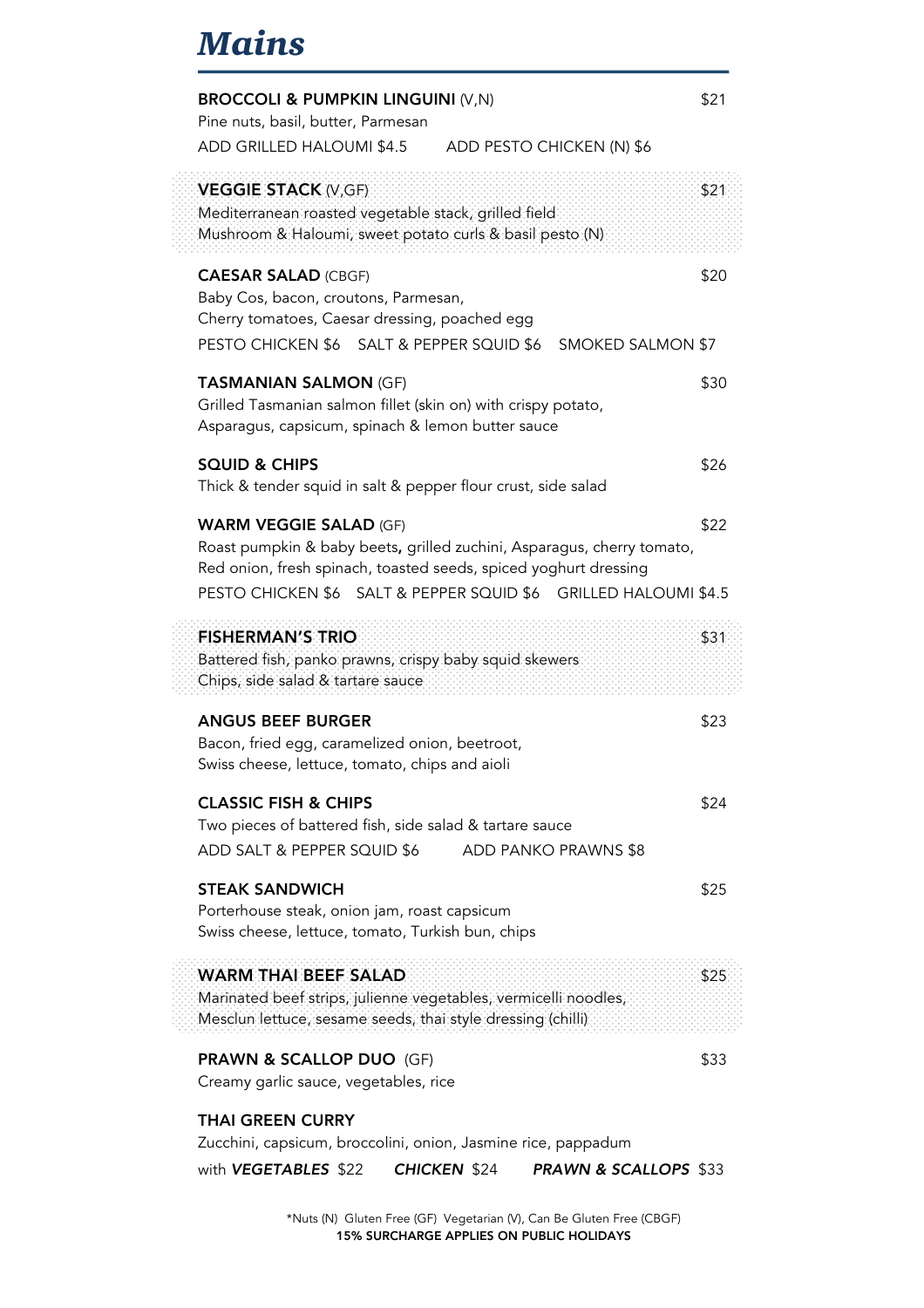# *Mains*

**BROCCOLI & PUMPKIN LINGUINI** (V,N) $21
Pine nuts, basil, butter, Parmesan
ADD GRILLED HALOUMI $4.5 ADD PESTO CHICKEN (N) $6

**VEGGIE STACK** (V,GF) $21
Mediterranean roasted vegetable stack, grilled field
Mushroom & Haloumi, sweet potato curls & basil pesto (N)

**CAESAR SALAD** (CBGF) $20
Baby Cos, bacon, croutons, Parmesan,
Cherry tomatoes, Caesar dressing, poached egg
PESTO CHICKEN $6 SALT & PEPPER SQUID $6 SMOKED SALMON $7

**TASMANIAN SALMON** (GF) $30
Grilled Tasmanian salmon fillet (skin on) with crispy potato,
Asparagus, capsicum, spinach & lemon butter sauce

**SQUID & CHIPS** $26
Thick & tender squid in salt & pepper flour crust, side salad

**WARM VEGGIE SALAD** (GF) $22
Roast pumpkin & baby beets**,** grilled zuchini, Asparagus, cherry tomato,
Red onion, fresh spinach, toasted seeds, spiced yoghurt dressing
PESTO CHICKEN $6 SALT & PEPPER SQUID $6 GRILLED HALOUMI $4.5

**FISHERMAN'S TRIO** $31
Battered fish, panko prawns, crispy baby squid skewers
Chips, side salad & tartare sauce

**ANGUS BEEF BURGER** $23
Bacon, fried egg, caramelized onion, beetroot,
Swiss cheese, lettuce, tomato, chips and aioli

**CLASSIC FISH & CHIPS** $24
Two pieces of battered fish, side salad & tartare sauce
ADD SALT & PEPPER SQUID $6 ADD PANKO PRAWNS $8

**STEAK SANDWICH** $25
Porterhouse steak, onion jam, roast capsicum
Swiss cheese, lettuce, tomato, Turkish bun, chips

**WARM THAI BEEF SALAD** $25
Marinated beef strips, julienne vegetables, vermicelli noodles,
Mesclun lettuce, sesame seeds, thai style dressing (chilli)

**PRAWN & SCALLOP DUO** (GF) $33
Creamy garlic sauce, vegetables, rice

**THAI GREEN CURRY**
Zucchini, capsicum, broccolini, onion, Jasmine rice, pappadum
with ***VEGETABLES*** $22 ***CHICKEN*** $24 ***PRAWN & SCALLOPS*** $33

*Nuts (N) Gluten Free (GF) Vegetarian (V), Can Be Gluten Free (CBGF)
**15% SURCHARGE APPLIES ON PUBLIC HOLIDAYS**